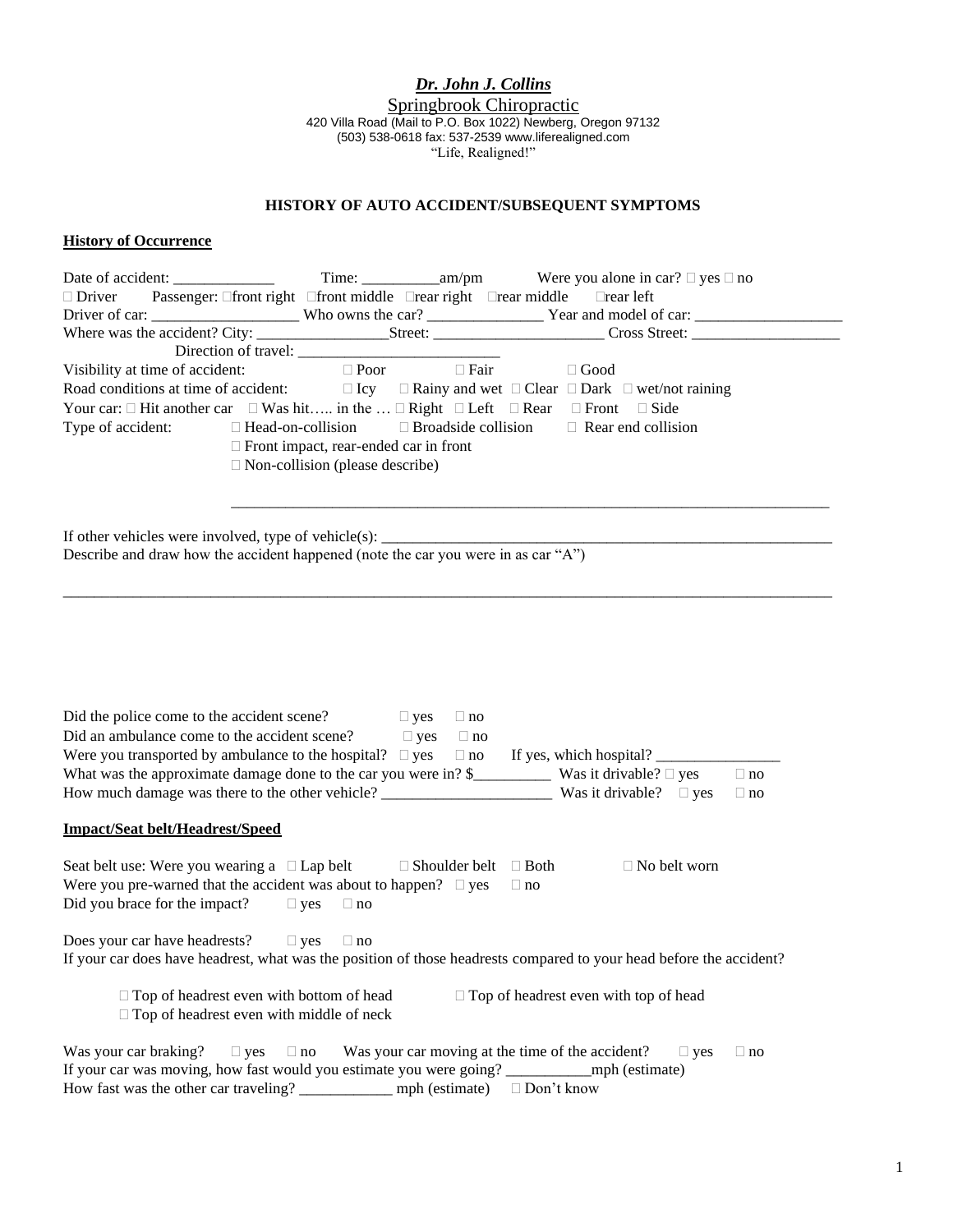***Dr. John J. Collins***

Springbrook Chiropractic

420 Villa Road (Mail to P.O. Box 1022) Newberg, Oregon 97132
(503) 538-0618 fax: 537-2539 www.liferealigned.com
"Life, Realigned!"

**HISTORY OF AUTO ACCIDENT/SUBSEQUENT SYMPTOMS**

**History of Occurrence**

Date of accident: _____________ Time: __________am/pm Were you alone in car? □ yes □ no

□ Driver Passenger: □front right □front middle □rear right □rear middle □rear left

Driver of car: ___________________ Who owns the car? _______________ Year and model of car: ___________________

Where was the accident? City: _________________Street: ______________________ Cross Street: ___________________

Direction of travel: __________________________

Visibility at time of accident: □ Poor □ Fair □ Good

Road conditions at time of accident: □ Icy □ Rainy and wet □ Clear □ Dark □ wet/not raining

Your car: □ Hit another car □ Was hit….. in the … □ Right □ Left □ Rear □ Front □ Side

Type of accident: □ Head-on-collision □ Broadside collision □ Rear end collision
□ Front impact, rear-ended car in front
□ Non-collision (please describe)

_______________________________________________________________________________

If other vehicles were involved, type of vehicle(s): _____________________________________________________________

Describe and draw how the accident happened (note the car you were in as car "A")

_____________________________________________________________________________________________

Did the police come to the accident scene? □ yes □ no

Did an ambulance come to the accident scene? □ yes □ no

Were you transported by ambulance to the hospital? □ yes □ no If yes, which hospital? ________________

What was the approximate damage done to the car you were in? $__________ Was it drivable? □ yes □ no

How much damage was there to the other vehicle? ______________________ Was it drivable? □ yes □ no

**Impact/Seat belt/Headrest/Speed**

Seat belt use: Were you wearing a □ Lap belt □ Shoulder belt □ Both □ No belt worn

Were you pre-warned that the accident was about to happen? □ yes □ no

Did you brace for the impact? □ yes □ no

Does your car have headrests? □ yes □ no

If your car does have headrest, what was the position of those headrests compared to your head before the accident?

□ Top of headrest even with bottom of head □ Top of headrest even with top of head
□ Top of headrest even with middle of neck

Was your car braking? □ yes □ no Was your car moving at the time of the accident? □ yes □ no

If your car was moving, how fast would you estimate you were going? ___________mph (estimate)

How fast was the other car traveling? ____________ mph (estimate) □ Don't know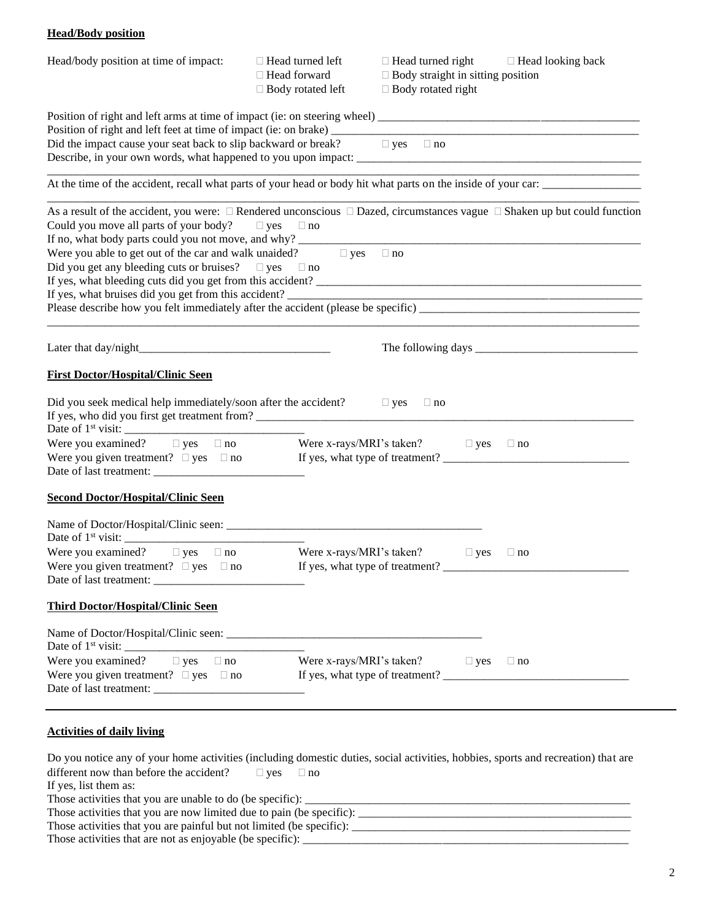**Head/Body position**

Head/body position at time of impact: ☐ Head turned left ☐ Head turned right ☐ Head looking back ☐ Head forward ☐ Body straight in sitting position ☐ Body rotated left ☐ Body rotated right

Position of right and left arms at time of impact (ie: on steering wheel) ______________________________________________

Position of right and left feet at time of impact (ie: on brake) ______________________________________________________

Did the impact cause your seat back to slip backward or break? ☐ yes ☐ no

Describe, in your own words, what happened to you upon impact: ___________________________________________________

_____________________________________________________________________________________________________

At the time of the accident, recall what parts of your head or body hit what parts on the inside of your car: _________________

_____________________________________________________________________________________________________

As a result of the accident, you were: ☐ Rendered unconscious ☐ Dazed, circumstances vague ☐ Shaken up but could function

Could you move all parts of your body? ☐ yes ☐ no

If no, what body parts could you not move, and why? ___________________________________________________________

Were you able to get out of the car and walk unaided? ☐ yes ☐ no

Did you get any bleeding cuts or bruises? ☐ yes ☐ no

If yes, what bleeding cuts did you get from this accident? _______________________________________________________

If yes, what bruises did you get from this accident? ____________________________________________________________

Please describe how you felt immediately after the accident (please be specific) ______________________________________

_____________________________________________________________________________________________________

Later that day/night_________________________________ The following days ____________________________

**First Doctor/Hospital/Clinic Seen**

Did you seek medical help immediately/soon after the accident? ☐ yes ☐ no

If yes, who did you first get treatment from? _________________________________________________________________

Date of 1st visit: ______________________________

Were you examined? ☐ yes ☐ no Were x-rays/MRI's taken? ☐ yes ☐ no

Were you given treatment? ☐ yes ☐ no If yes, what type of treatment? ________________________________

Date of last treatment: __________________________

**Second Doctor/Hospital/Clinic Seen**

Name of Doctor/Hospital/Clinic seen: ____________________________________________

Date of 1st visit: ______________________________

Were you examined? ☐ yes ☐ no Were x-rays/MRI's taken? ☐ yes ☐ no

Were you given treatment? ☐ yes ☐ no If yes, what type of treatment? ________________________________

Date of last treatment: __________________________

**Third Doctor/Hospital/Clinic Seen**

Name of Doctor/Hospital/Clinic seen: ____________________________________________

Date of 1st visit: ______________________________

Were you examined? ☐ yes ☐ no Were x-rays/MRI's taken? ☐ yes ☐ no

Were you given treatment? ☐ yes ☐ no If yes, what type of treatment? ________________________________

Date of last treatment: __________________________

---

**Activities of daily living**

Do you notice any of your home activities (including domestic duties, social activities, hobbies, sports and recreation) that are different now than before the accident? ☐ yes ☐ no

If yes, list them as:

Those activities that you are unable to do (be specific): __________________________________________________________

Those activities that you are now limited due to pain (be specific): _________________________________________________

Those activities that you are painful but not limited (be specific): _________________________________________________

Those activities that are not as enjoyable (be specific): __________________________________________________________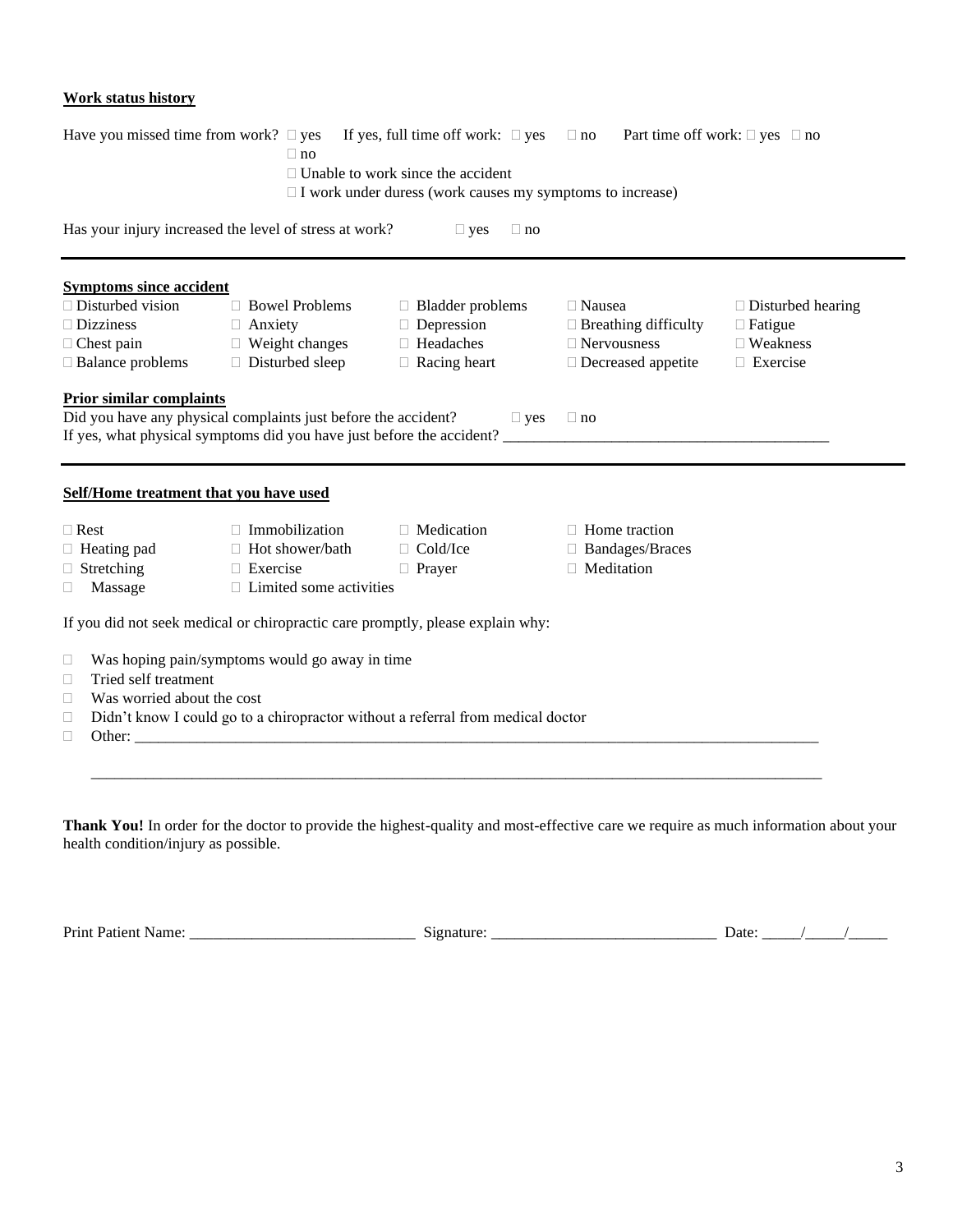**Work status history**

Have you missed time from work? ☐ yes ☐ no   If yes, full time off work: ☐ yes ☐ no   Part time off work: ☐ yes ☐ no

☐ Unable to work since the accident

☐ I work under duress (work causes my symptoms to increase)

Has your injury increased the level of stress at work? ☐ yes ☐ no

---

**Symptoms since accident**

| | | | | |
|---|---|---|---|---|
| ☐ Disturbed vision | ☐ Bowel Problems | ☐ Bladder problems | ☐ Nausea | ☐ Disturbed hearing |
| ☐ Dizziness | ☐ Anxiety | ☐ Depression | ☐ Breathing difficulty | ☐ Fatigue |
| ☐ Chest pain | ☐ Weight changes | ☐ Headaches | ☐ Nervousness | ☐ Weakness |
| ☐ Balance problems | ☐ Disturbed sleep | ☐ Racing heart | ☐ Decreased appetite | ☐ Exercise |

**Prior similar complaints**

Did you have any physical complaints just before the accident? ☐ yes ☐ no

If yes, what physical symptoms did you have just before the accident? ___________________________________________

---

**Self/Home treatment that you have used**

| | | | |
|---|---|---|---|
| ☐ Rest | ☐ Immobilization | ☐ Medication | ☐ Home traction |
| ☐ Heating pad | ☐ Hot shower/bath | ☐ Cold/Ice | ☐ Bandages/Braces |
| ☐ Stretching | ☐ Exercise | ☐ Prayer | ☐ Meditation |
| ☐ Massage | ☐ Limited some activities | | |

If you did not seek medical or chiropractic care promptly, please explain why:

☐ Was hoping pain/symptoms would go away in time

☐ Tried self treatment

☐ Was worried about the cost

☐ Didn't know I could go to a chiropractor without a referral from medical doctor

☐ Other: ___________________________________________________________________________________

___________________________________________________________________________________________

**Thank You!** In order for the doctor to provide the highest-quality and most-effective care we require as much information about your health condition/injury as possible.

Print Patient Name: _____________________________ Signature: _____________________________ Date: _____/_____/_____